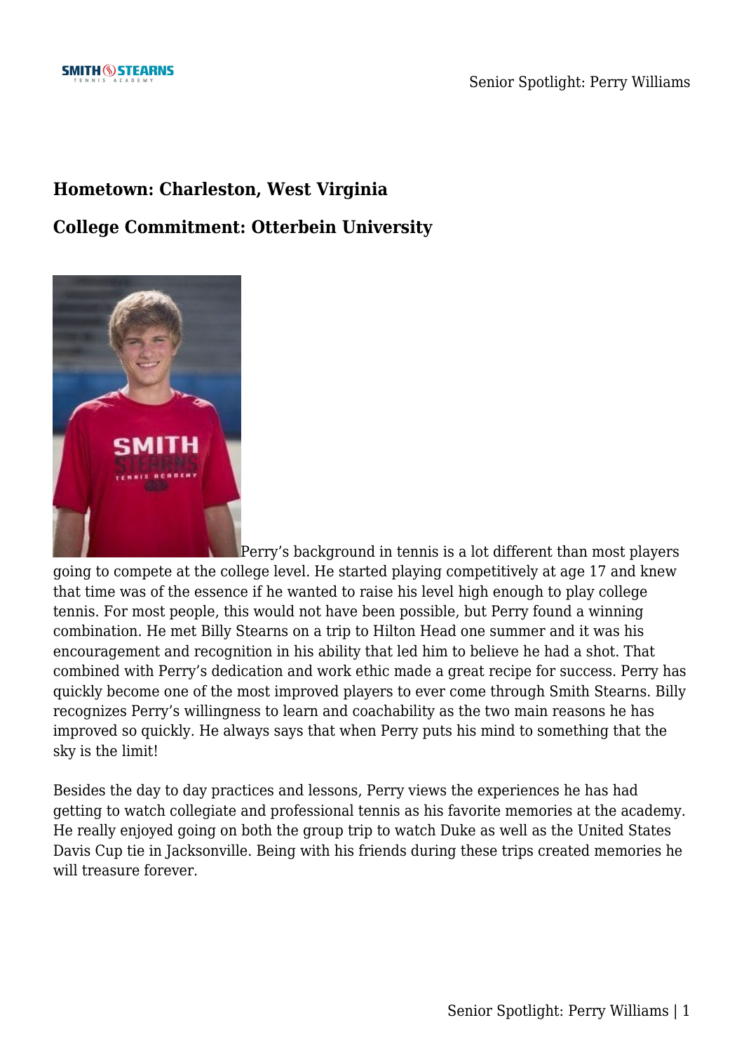**Hometown: Charleston, West Virginia**

**College Commitment: Otterbein University**

Perry's background in tennis is a lot different than most players going to compete at the college level. He started playing competitively at age 17 and knew that time was of the essence if he wanted to raise his level high enough to play college tennis. For most people, this would not have been possible, but Perry found a winning combination. He met Billy Stearns on a trip to Hilton Head one summer and it was his encouragement and recognition in his ability that led him to believe he had a shot. That combined with Perry's dedication and work ethic made a great recipe for success. Perry has quickly become one of the most improved players to ever come through Smith Stearns. Billy recognizes Perry's willingness to learn and coachability as the two main reasons he has improved so quickly. He always says that when Perry puts his mind to something that the sky is the limit!

Besides the day to day practices and lessons, Perry views the experiences he has had getting to watch collegiate and professional tennis as his favorite memories at the academy. He really enjoyed going on both the group trip to watch Duke as well as the United States Davis Cup tie in Jacksonville. Being with his friends during these trips created memories he will treasure forever.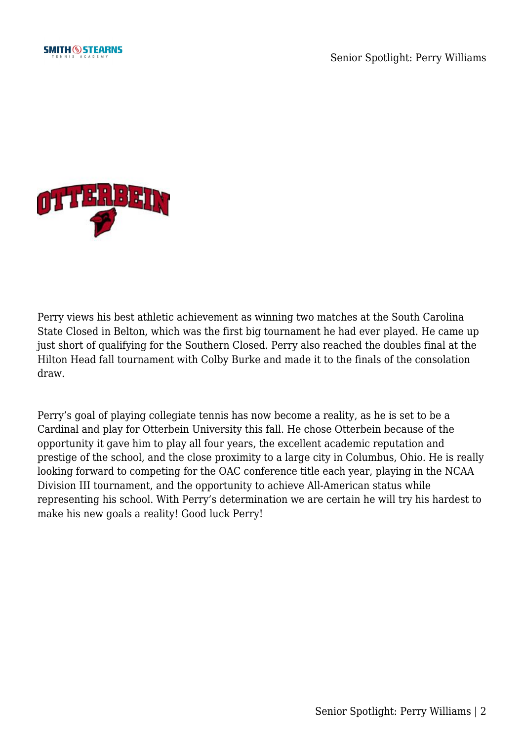Perry views his best athletic achievement as winning two matches at the South Carolina State Closed in Belton, which was the first big tournament he had ever played. He came up just short of qualifying for the Southern Closed. Perry also reached the doubles final at the Hilton Head fall tournament with Colby Burke and made it to the finals of the consolation draw.

Perry's goal of playing collegiate tennis has now become a reality, as he is set to be a Cardinal and play for Otterbein University this fall. He chose Otterbein because of the opportunity it gave him to play all four years, the excellent academic reputation and prestige of the school, and the close proximity to a large city in Columbus, Ohio. He is really looking forward to competing for the OAC conference title each year, playing in the NCAA Division III tournament, and the opportunity to achieve All-American status while representing his school. With Perry's determination we are certain he will try his hardest to make his new goals a reality! Good luck Perry!